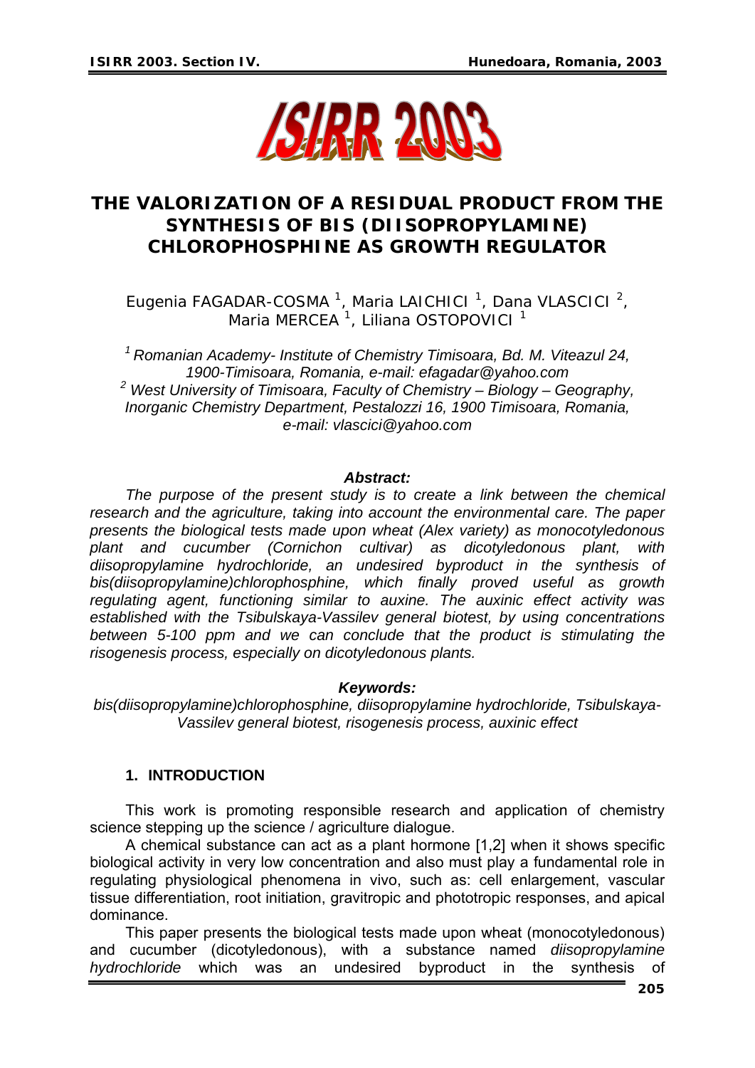# THE VALORIZATION OF A RESIDUAL PRODUCT FROM THE SYNTHESIS OF BIS (DIISOPROPYLAMINE) CHLOROPHOSPHINE AS GROWTH REGULATOR

Eugenia FAGADAR-COSMA [1], Maria LAICHICI [1], Dana VLASCICI [2], Maria MERCEA [1], Liliana OSTOPOVICI [1]

*[1] Romanian Academy- Institute of Chemistry Timisoara, Bd. M. Viteazul 24, 1900-Timisoara, Romania, e-mail: efagadar@yahoo.com*
*[2] West University of Timisoara, Faculty of Chemistry – Biology – Geography, Inorganic Chemistry Department, Pestalozzi 16, 1900 Timisoara, Romania, e-mail: vlascici@yahoo.com*

***Abstract:***

*The purpose of the present study is to create a link between the chemical research and the agriculture, taking into account the environmental care. The paper presents the biological tests made upon wheat (Alex variety) as monocotyledonous plant and cucumber (Cornichon cultivar) as dicotyledonous plant, with diisopropylamine hydrochloride, an undesired byproduct in the synthesis of bis(diisopropylamine)chlorophosphine, which finally proved useful as growth regulating agent, functioning similar to auxine. The auxinic effect activity was established with the Tsibulskaya-Vassilev general biotest, by using concentrations between 5-100 ppm and we can conclude that the product is stimulating the risogenesis process, especially on dicotyledonous plants.*

***Keywords:***

*bis(diisopropylamine)chlorophosphine, diisopropylamine hydrochloride, Tsibulskaya-Vassilev general biotest, risogenesis process, auxinic effect*

## 1. INTRODUCTION

This work is promoting responsible research and application of chemistry science stepping up the science / agriculture dialogue.

A chemical substance can act as a plant hormone [1,2] when it shows specific biological activity in very low concentration and also must play a fundamental role in regulating physiological phenomena in vivo, such as: cell enlargement, vascular tissue differentiation, root initiation, gravitropic and phototropic responses, and apical dominance.

This paper presents the biological tests made upon wheat (monocotyledonous) and cucumber (dicotyledonous), with a substance named *diisopropylamine hydrochloride* which was an undesired byproduct in the synthesis of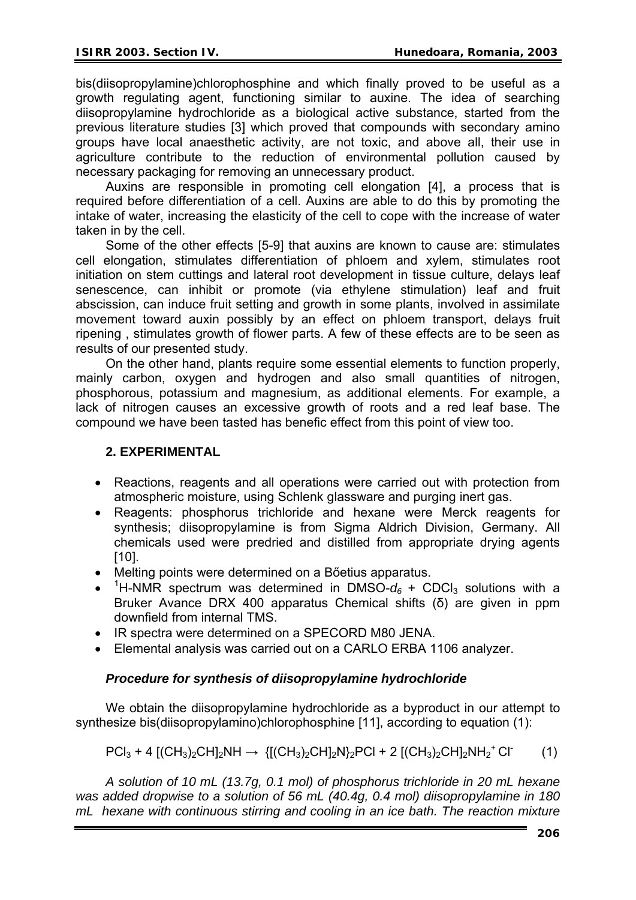bis(diisopropylamine)chlorophosphine and which finally proved to be useful as a growth regulating agent, functioning similar to auxine. The idea of searching diisopropylamine hydrochloride as a biological active substance, started from the previous literature studies [3] which proved that compounds with secondary amino groups have local anaesthetic activity, are not toxic, and above all, their use in agriculture contribute to the reduction of environmental pollution caused by necessary packaging for removing an unnecessary product.

Auxins are responsible in promoting cell elongation [4], a process that is required before differentiation of a cell. Auxins are able to do this by promoting the intake of water, increasing the elasticity of the cell to cope with the increase of water taken in by the cell.

Some of the other effects [5-9] that auxins are known to cause are: stimulates cell elongation, stimulates differentiation of phloem and xylem, stimulates root initiation on stem cuttings and lateral root development in tissue culture, delays leaf senescence, can inhibit or promote (via ethylene stimulation) leaf and fruit abscission, can induce fruit setting and growth in some plants, involved in assimilate movement toward auxin possibly by an effect on phloem transport, delays fruit ripening , stimulates growth of flower parts. A few of these effects are to be seen as results of our presented study.

On the other hand, plants require some essential elements to function properly, mainly carbon, oxygen and hydrogen and also small quantities of nitrogen, phosphorous, potassium and magnesium, as additional elements. For example, a lack of nitrogen causes an excessive growth of roots and a red leaf base. The compound we have been tasted has benefic effect from this point of view too.

## 2. EXPERIMENTAL

- Reactions, reagents and all operations were carried out with protection from atmospheric moisture, using Schlenk glassware and purging inert gas.
- Reagents: phosphorus trichloride and hexane were Merck reagents for synthesis; diisopropylamine is from Sigma Aldrich Division, Germany. All chemicals used were predried and distilled from appropriate drying agents [10].
- Melting points were determined on a Bőetius apparatus.
- $^{1}$H-NMR spectrum was determined in DMSO-$d_6$ + $CDCl_3$ solutions with a Bruker Avance DRX 400 apparatus Chemical shifts (δ) are given in ppm downfield from internal TMS.
- IR spectra were determined on a SPECORD M80 JENA.
- Elemental analysis was carried out on a CARLO ERBA 1106 analyzer.

### *Procedure for synthesis of diisopropylamine hydrochloride*

We obtain the diisopropylamine hydrochloride as a byproduct in our attempt to synthesize bis(diisopropylamino)chlorophosphine [11], according to equation (1):

$$PCl_3 + 4\,[(CH_3)_2CH]_2NH \rightarrow \{[(CH_3)_2CH]_2N\}_2PCl + 2\,[(CH_3)_2CH]_2NH_2^+\,Cl^- \qquad (1)$$

*A solution of 10 mL (13.7g, 0.1 mol) of phosphorus trichloride in 20 mL hexane was added dropwise to a solution of 56 mL (40.4g, 0.4 mol) diisopropylamine in 180 mL hexane with continuous stirring and cooling in an ice bath. The reaction mixture*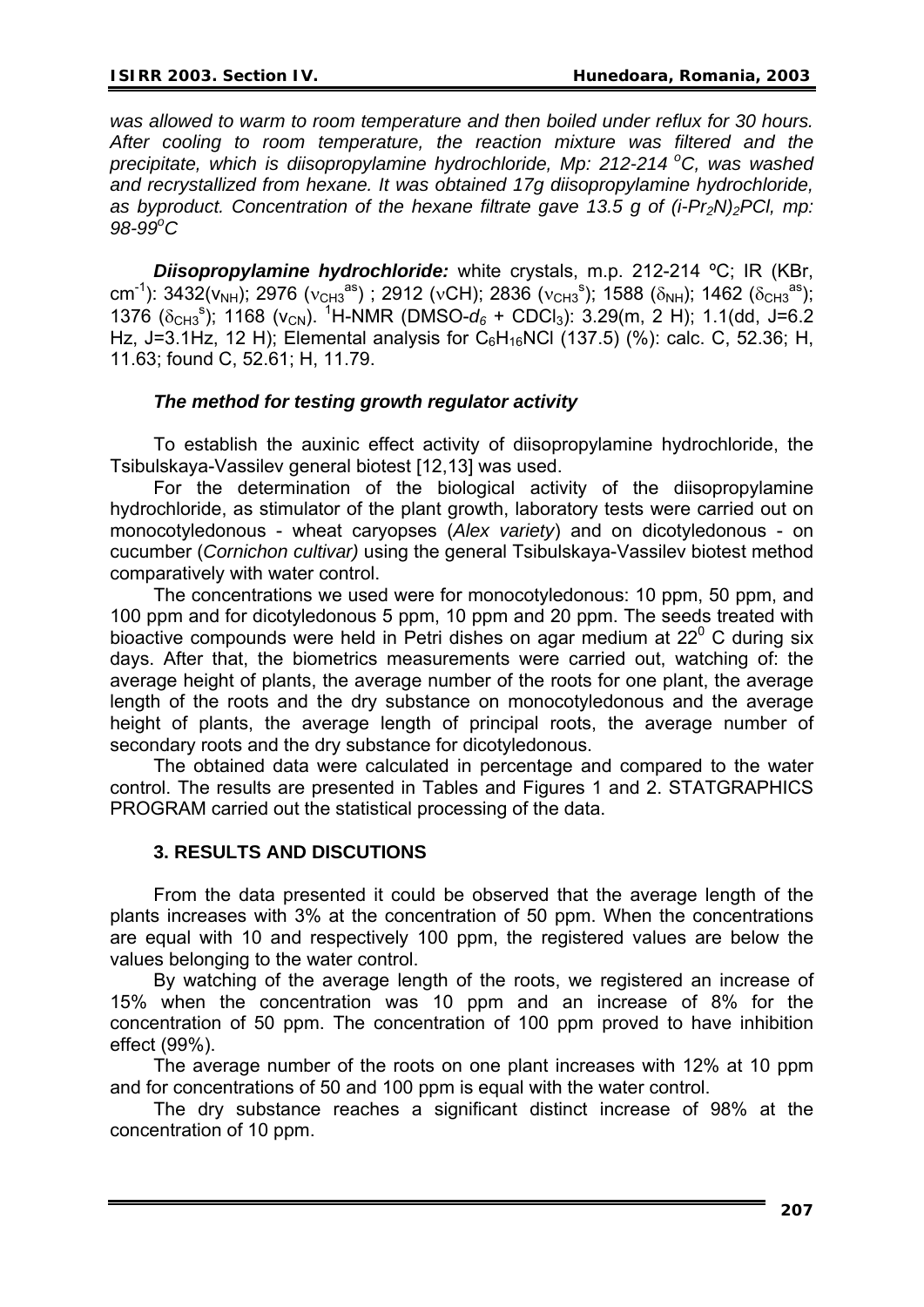*was allowed to warm to room temperature and then boiled under reflux for 30 hours. After cooling to room temperature, the reaction mixture was filtered and the precipitate, which is diisopropylamine hydrochloride, Mp: 212-214 $^oC$, was washed and recrystallized from hexane. It was obtained 17g diisopropylamine hydrochloride, as byproduct. Concentration of the hexane filtrate gave 13.5 g of $(i\text{-}Pr_2N)_2PCl$, mp: 98-99$^oC$*

***Diisopropylamine hydrochloride:*** white crystals, m.p. 212-214 ºC; IR (KBr, $cm^{-1}$): 3432($\nu_{NH}$); 2976 ($\nu_{CH3}^{as}$) ; 2912 ($\nu$CH); 2836 ($\nu_{CH3}^{s}$); 1588 ($\delta_{NH}$); 1462 ($\delta_{CH3}^{as}$); 1376 ($\delta_{CH3}^{s}$); 1168 ($\nu_{CN}$). $^1$H-NMR (DMSO-$d_6$ + $CDCl_3$): 3.29(m, 2 H); 1.1(dd, J=6.2 Hz, J=3.1Hz, 12 H); Elemental analysis for $C_6H_{16}NCl$ (137.5) (%): calc. C, 52.36; H, 11.63; found C, 52.61; H, 11.79.

### *The method for testing growth regulator activity*

To establish the auxinic effect activity of diisopropylamine hydrochloride, the Tsibulskaya-Vassilev general biotest [12,13] was used.

For the determination of the biological activity of the diisopropylamine hydrochloride, as stimulator of the plant growth, laboratory tests were carried out on monocotyledonous - wheat caryopses (*Alex variety*) and on dicotyledonous - on cucumber (*Cornichon cultivar)* using the general Tsibulskaya-Vassilev biotest method comparatively with water control.

The concentrations we used were for monocotyledonous: 10 ppm, 50 ppm, and 100 ppm and for dicotyledonous 5 ppm, 10 ppm and 20 ppm. The seeds treated with bioactive compounds were held in Petri dishes on agar medium at 22$^0$ C during six days. After that, the biometrics measurements were carried out, watching of: the average height of plants, the average number of the roots for one plant, the average length of the roots and the dry substance on monocotyledonous and the average height of plants, the average length of principal roots, the average number of secondary roots and the dry substance for dicotyledonous.

The obtained data were calculated in percentage and compared to the water control. The results are presented in Tables and Figures 1 and 2. STATGRAPHICS PROGRAM carried out the statistical processing of the data.

## 3. RESULTS AND DISCUTIONS

From the data presented it could be observed that the average length of the plants increases with 3% at the concentration of 50 ppm. When the concentrations are equal with 10 and respectively 100 ppm, the registered values are below the values belonging to the water control.

By watching of the average length of the roots, we registered an increase of 15% when the concentration was 10 ppm and an increase of 8% for the concentration of 50 ppm. The concentration of 100 ppm proved to have inhibition effect (99%).

The average number of the roots on one plant increases with 12% at 10 ppm and for concentrations of 50 and 100 ppm is equal with the water control.

The dry substance reaches a significant distinct increase of 98% at the concentration of 10 ppm.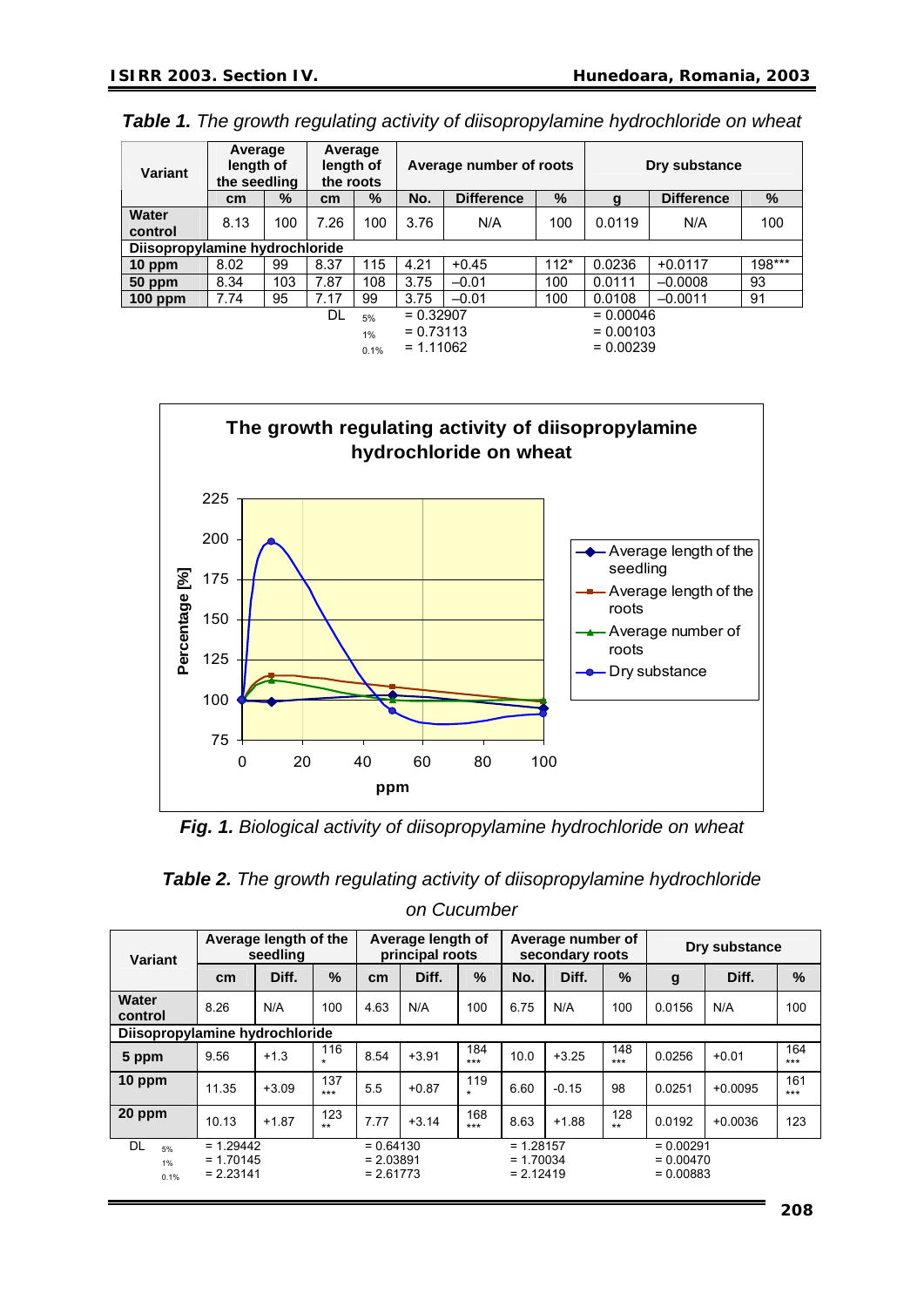***Table 1.*** *The growth regulating activity of diisopropylamine hydrochloride on wheat*

| Variant | Average length of the seedling | | Average length of the roots | | Average number of roots | | | Dry substance | | |
|---|---|---|---|---|---|---|---|---|---|---|
| | cm | % | cm | % | No. | Difference | % | g | Difference | % |
| **Water control** | 8.13 | 100 | 7.26 | 100 | 3.76 | N/A | 100 | 0.0119 | N/A | 100 |
| **Diisopropylamine hydrochloride** | | | | | | | | | | |
| **10 ppm** | 8.02 | 99 | 8.37 | 115 | 4.21 | +0.45 | 112* | 0.0236 | +0.0117 | 198*** |
| **50 ppm** | 8.34 | 103 | 7.87 | 108 | 3.75 | –0.01 | 100 | 0.0111 | –0.0008 | 93 |
| **100 ppm** | 7.74 | 95 | 7.17 | 99 | 3.75 | –0.01 | 100 | 0.0108 | –0.0011 | 91 |
| | | | DL | 5% | = 0.32907 | | | = 0.00046 | | |
| | | | | 1% | = 0.73113 | | | = 0.00103 | | |
| | | | | 0.1% | = 1.11062 | | | = 0.00239 | | |

**The growth regulating activity of diisopropylamine hydrochloride on wheat**

***Fig. 1.*** *Biological activity of diisopropylamine hydrochloride on wheat*

***Table 2.*** *The growth regulating activity of diisopropylamine hydrochloride on Cucumber*

| Variant | Average length of the seedling | | | Average length of principal roots | | | Average number of secondary roots | | | Dry substance | | |
|---|---|---|---|---|---|---|---|---|---|---|---|---|
| | cm | Diff. | % | cm | Diff. | % | No. | Diff. | % | g | Diff. | % |
| **Water control** | 8.26 | N/A | 100 | 4.63 | N/A | 100 | 6.75 | N/A | 100 | 0.0156 | N/A | 100 |
| **Diisopropylamine hydrochloride** | | | | | | | | | | | | |
| **5 ppm** | 9.56 | +1.3 | 116 * | 8.54 | +3.91 | 184 *** | 10.0 | +3.25 | 148 *** | 0.0256 | +0.01 | 164 *** |
| **10 ppm** | 11.35 | +3.09 | 137 *** | 5.5 | +0.87 | 119 * | 6.60 | -0.15 | 98 | 0.0251 | +0.0095 | 161 *** |
| **20 ppm** | 10.13 | +1.87 | 123 ** | 7.77 | +3.14 | 168 *** | 8.63 | +1.88 | 128 ** | 0.0192 | +0.0036 | 123 |
| DL 5% | = 1.29442 | | | = 0.64130 | | | = 1.28157 | | | = 0.00291 | | |
| 1% | = 1.70145 | | | = 2.03891 | | | = 1.70034 | | | = 0.00470 | | |
| 0.1% | = 2.23141 | | | = 2.61773 | | | = 2.12419 | | | = 0.00883 | | |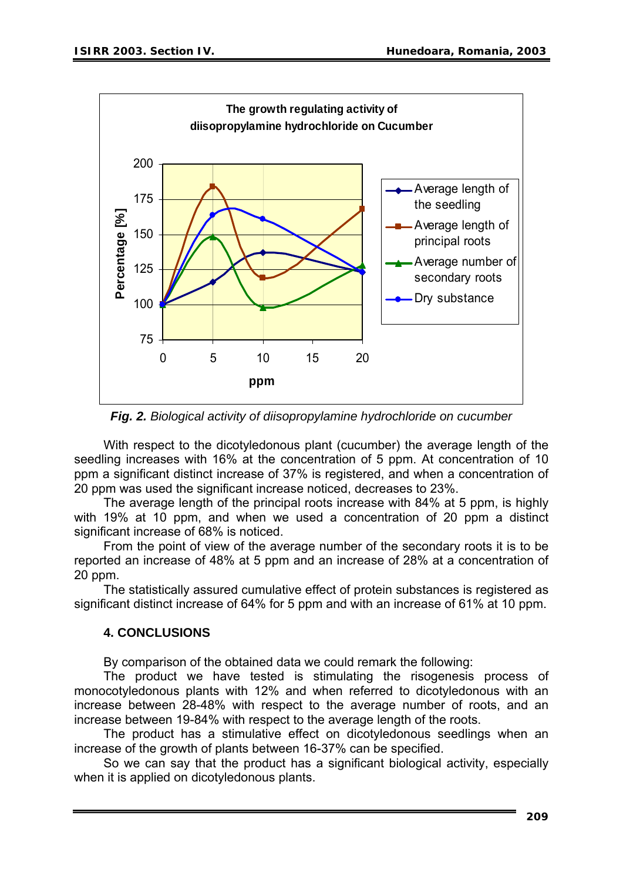**Fig. 2.** *Biological activity of diisopropylamine hydrochloride on cucumber*

With respect to the dicotyledonous plant (cucumber) the average length of the seedling increases with 16% at the concentration of 5 ppm. At concentration of 10 ppm a significant distinct increase of 37% is registered, and when a concentration of 20 ppm was used the significant increase noticed, decreases to 23%.

The average length of the principal roots increase with 84% at 5 ppm, is highly with 19% at 10 ppm, and when we used a concentration of 20 ppm a distinct significant increase of 68% is noticed.

From the point of view of the average number of the secondary roots it is to be reported an increase of 48% at 5 ppm and an increase of 28% at a concentration of 20 ppm.

The statistically assured cumulative effect of protein substances is registered as significant distinct increase of 64% for 5 ppm and with an increase of 61% at 10 ppm.

## 4. CONCLUSIONS

By comparison of the obtained data we could remark the following:

The product we have tested is stimulating the risogenesis process of monocotyledonous plants with 12% and when referred to dicotyledonous with an increase between 28-48% with respect to the average number of roots, and an increase between 19-84% with respect to the average length of the roots.

The product has a stimulative effect on dicotyledonous seedlings when an increase of the growth of plants between 16-37% can be specified.

So we can say that the product has a significant biological activity, especially when it is applied on dicotyledonous plants.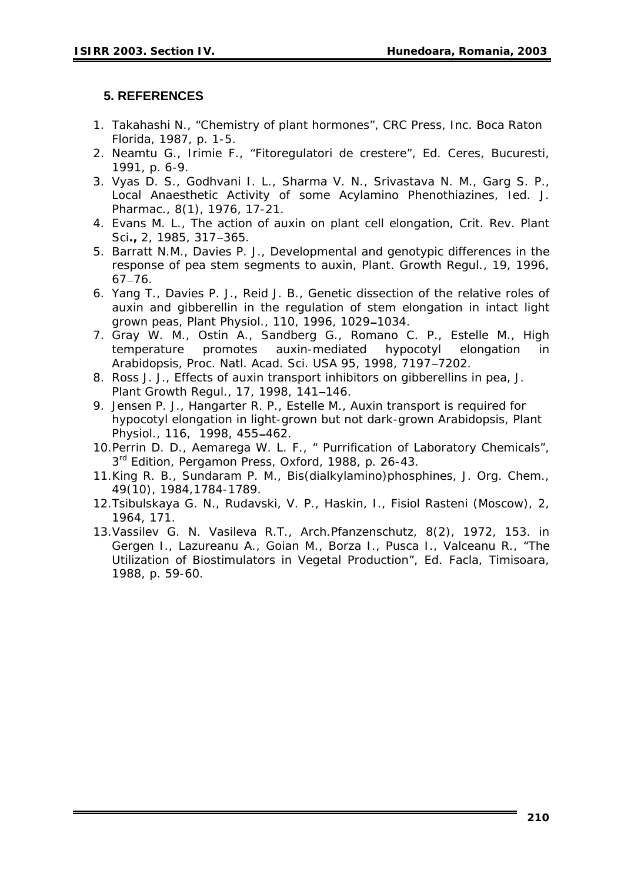## 5. REFERENCES

1. Takahashi N., "Chemistry of plant hormones", CRC Press, Inc. Boca Raton Florida, 1987, p. 1-5.
2. Neamtu G., Irimie F., "Fitoregulatori de crestere", Ed. Ceres, Bucuresti, 1991, p. 6-9.
3. Vyas D. S., Godhvani I. L., Sharma V. N., Srivastava N. M., Garg S. P., Local Anaesthetic Activity of some Acylamino Phenothiazines, Ied. J. Pharmac., 8(1), 1976, 17-21.
4. Evans M. L., The action of auxin on plant cell elongation, Crit. Rev. Plant Sci**.,** 2, 1985, 317−365.
5. Barratt N.M., Davies P. J., Developmental and genotypic differences in the response of pea stem segments to auxin, Plant. Growth Regul., 19, 1996, 67−76.
6. Yang T., Davies P. J., Reid J. B., Genetic dissection of the relative roles of auxin and gibberellin in the regulation of stem elongation in intact light grown peas, Plant Physiol., 110, 1996, 1029−1034.
7. Gray W. M., Ostin A., Sandberg G., Romano C. P., Estelle M., High temperature promotes auxin-mediated hypocotyl elongation in Arabidopsis, Proc. Natl. Acad. Sci. USA 95, 1998, 7197−7202.
8. Ross J. J., Effects of auxin transport inhibitors on gibberellins in pea, J. Plant Growth Regul., 17, 1998, 141−146.
9. Jensen P. J., Hangarter R. P., Estelle M., Auxin transport is required for hypocotyl elongation in light-grown but not dark-grown Arabidopsis, Plant Physiol., 116, 1998, 455−462.
10. Perrin D. D., Aemarega W. L. F., " Purrification of Laboratory Chemicals", 3rd Edition, Pergamon Press, Oxford, 1988, p. 26-43.
11. King R. B., Sundaram P. M., Bis(dialkylamino)phosphines, J. Org. Chem., 49(10), 1984,1784-1789.
12. Tsibulskaya G. N., Rudavski, V. P., Haskin, I., Fisiol Rasteni (Moscow), 2, 1964, 171.
13. Vassilev G. N. Vasileva R.T., Arch.Pfanzenschutz, 8(2), 1972, 153. in Gergen I., Lazureanu A., Goian M., Borza I., Pusca I., Valceanu R., "The Utilization of Biostimulators in Vegetal Production", Ed. Facla, Timisoara, 1988, p. 59-60.